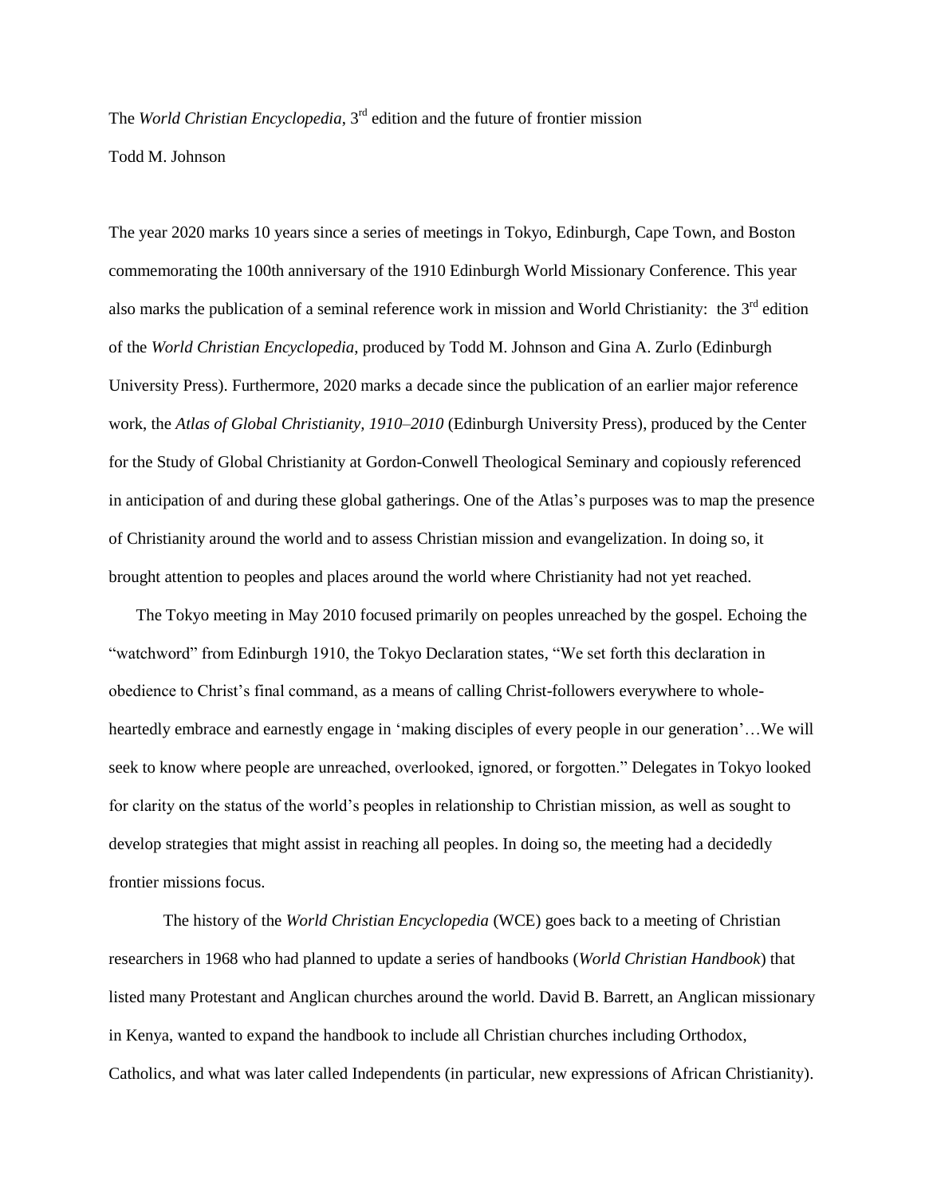The *World Christian Encyclopedia*, 3rd edition and the future of frontier mission

Todd M. Johnson

The year 2020 marks 10 years since a series of meetings in Tokyo, Edinburgh, Cape Town, and Boston commemorating the 100th anniversary of the 1910 Edinburgh World Missionary Conference. This year also marks the publication of a seminal reference work in mission and World Christianity: the 3rd edition of the *World Christian Encyclopedia*, produced by Todd M. Johnson and Gina A. Zurlo (Edinburgh University Press). Furthermore, 2020 marks a decade since the publication of an earlier major reference work, the *Atlas of Global Christianity, 1910–2010* (Edinburgh University Press), produced by the Center for the Study of Global Christianity at Gordon-Conwell Theological Seminary and copiously referenced in anticipation of and during these global gatherings. One of the Atlas's purposes was to map the presence of Christianity around the world and to assess Christian mission and evangelization. In doing so, it brought attention to peoples and places around the world where Christianity had not yet reached.

The Tokyo meeting in May 2010 focused primarily on peoples unreached by the gospel. Echoing the "watchword" from Edinburgh 1910, the Tokyo Declaration states, "We set forth this declaration in obedience to Christ's final command, as a means of calling Christ-followers everywhere to whole-heartedly embrace and earnestly engage in 'making disciples of every people in our generation'…We will seek to know where people are unreached, overlooked, ignored, or forgotten." Delegates in Tokyo looked for clarity on the status of the world's peoples in relationship to Christian mission, as well as sought to develop strategies that might assist in reaching all peoples. In doing so, the meeting had a decidedly frontier missions focus.

The history of the *World Christian Encyclopedia* (WCE) goes back to a meeting of Christian researchers in 1968 who had planned to update a series of handbooks (*World Christian Handbook*) that listed many Protestant and Anglican churches around the world. David B. Barrett, an Anglican missionary in Kenya, wanted to expand the handbook to include all Christian churches including Orthodox, Catholics, and what was later called Independents (in particular, new expressions of African Christianity).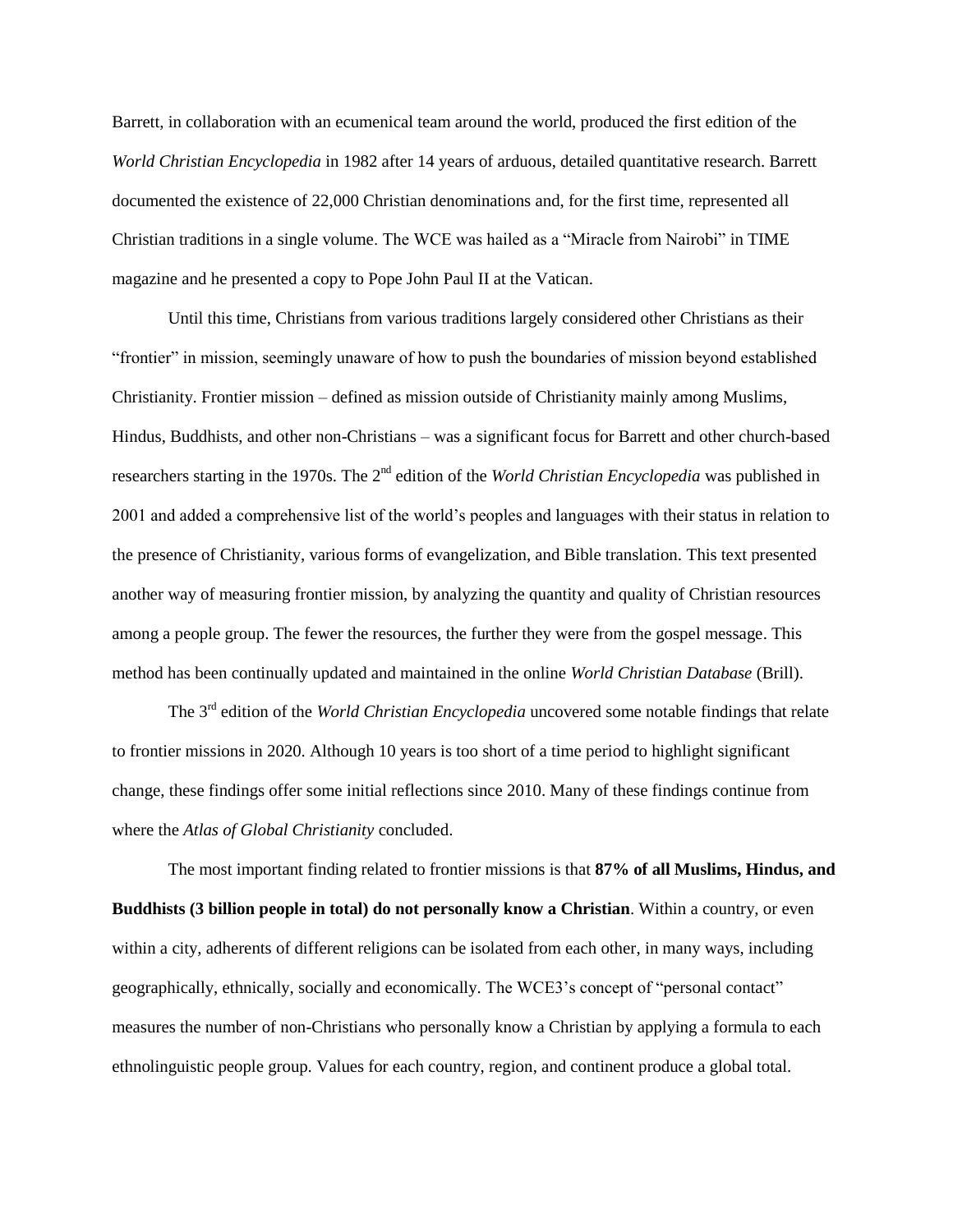Barrett, in collaboration with an ecumenical team around the world, produced the first edition of the *World Christian Encyclopedia* in 1982 after 14 years of arduous, detailed quantitative research. Barrett documented the existence of 22,000 Christian denominations and, for the first time, represented all Christian traditions in a single volume. The WCE was hailed as a "Miracle from Nairobi" in TIME magazine and he presented a copy to Pope John Paul II at the Vatican.

Until this time, Christians from various traditions largely considered other Christians as their "frontier" in mission, seemingly unaware of how to push the boundaries of mission beyond established Christianity. Frontier mission – defined as mission outside of Christianity mainly among Muslims, Hindus, Buddhists, and other non-Christians – was a significant focus for Barrett and other church-based researchers starting in the 1970s. The 2nd edition of the *World Christian Encyclopedia* was published in 2001 and added a comprehensive list of the world's peoples and languages with their status in relation to the presence of Christianity, various forms of evangelization, and Bible translation. This text presented another way of measuring frontier mission, by analyzing the quantity and quality of Christian resources among a people group. The fewer the resources, the further they were from the gospel message. This method has been continually updated and maintained in the online *World Christian Database* (Brill).

The 3rd edition of the *World Christian Encyclopedia* uncovered some notable findings that relate to frontier missions in 2020. Although 10 years is too short of a time period to highlight significant change, these findings offer some initial reflections since 2010. Many of these findings continue from where the *Atlas of Global Christianity* concluded.

The most important finding related to frontier missions is that **87% of all Muslims, Hindus, and Buddhists (3 billion people in total) do not personally know a Christian**. Within a country, or even within a city, adherents of different religions can be isolated from each other, in many ways, including geographically, ethnically, socially and economically. The WCE3's concept of "personal contact" measures the number of non-Christians who personally know a Christian by applying a formula to each ethnolinguistic people group. Values for each country, region, and continent produce a global total.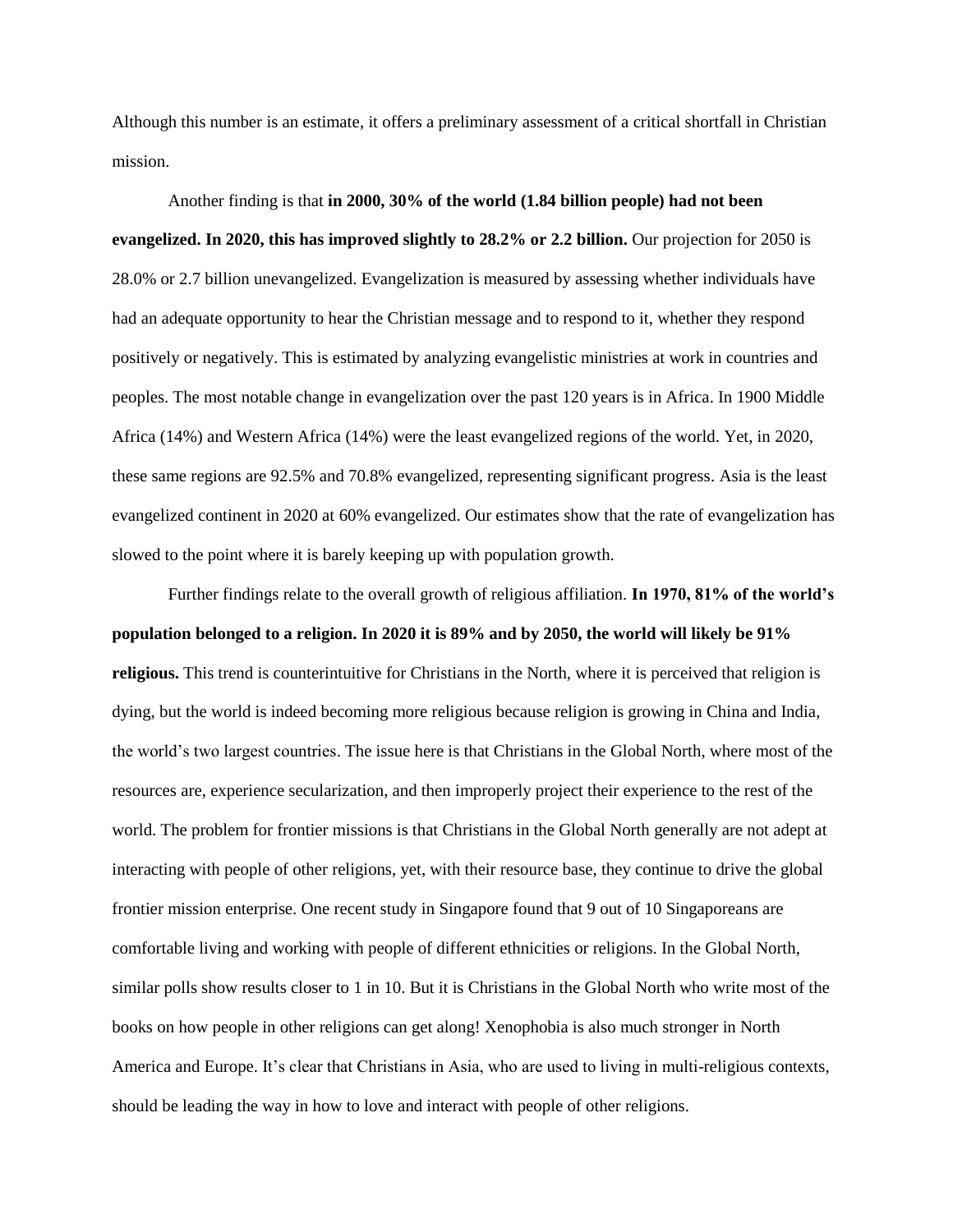Although this number is an estimate, it offers a preliminary assessment of a critical shortfall in Christian mission.

Another finding is that **in 2000, 30% of the world (1.84 billion people) had not been evangelized. In 2020, this has improved slightly to 28.2% or 2.2 billion.** Our projection for 2050 is 28.0% or 2.7 billion unevangelized. Evangelization is measured by assessing whether individuals have had an adequate opportunity to hear the Christian message and to respond to it, whether they respond positively or negatively. This is estimated by analyzing evangelistic ministries at work in countries and peoples. The most notable change in evangelization over the past 120 years is in Africa. In 1900 Middle Africa (14%) and Western Africa (14%) were the least evangelized regions of the world. Yet, in 2020, these same regions are 92.5% and 70.8% evangelized, representing significant progress. Asia is the least evangelized continent in 2020 at 60% evangelized. Our estimates show that the rate of evangelization has slowed to the point where it is barely keeping up with population growth.

Further findings relate to the overall growth of religious affiliation. **In 1970, 81% of the world's population belonged to a religion. In 2020 it is 89% and by 2050, the world will likely be 91% religious.** This trend is counterintuitive for Christians in the North, where it is perceived that religion is dying, but the world is indeed becoming more religious because religion is growing in China and India, the world's two largest countries. The issue here is that Christians in the Global North, where most of the resources are, experience secularization, and then improperly project their experience to the rest of the world. The problem for frontier missions is that Christians in the Global North generally are not adept at interacting with people of other religions, yet, with their resource base, they continue to drive the global frontier mission enterprise. One recent study in Singapore found that 9 out of 10 Singaporeans are comfortable living and working with people of different ethnicities or religions. In the Global North, similar polls show results closer to 1 in 10. But it is Christians in the Global North who write most of the books on how people in other religions can get along! Xenophobia is also much stronger in North America and Europe. It's clear that Christians in Asia, who are used to living in multi-religious contexts, should be leading the way in how to love and interact with people of other religions.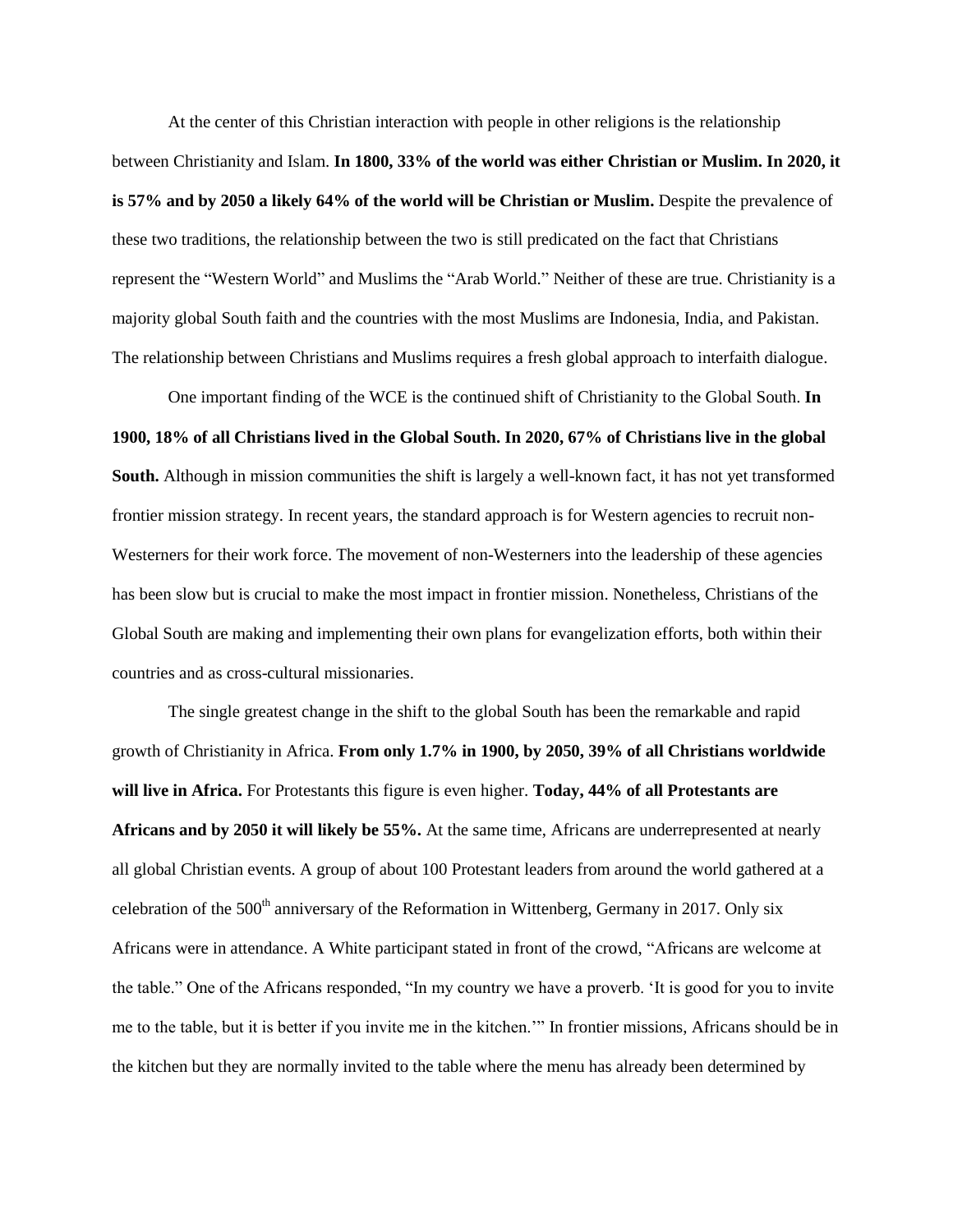At the center of this Christian interaction with people in other religions is the relationship between Christianity and Islam. **In 1800, 33% of the world was either Christian or Muslim. In 2020, it is 57% and by 2050 a likely 64% of the world will be Christian or Muslim.** Despite the prevalence of these two traditions, the relationship between the two is still predicated on the fact that Christians represent the "Western World" and Muslims the "Arab World." Neither of these are true. Christianity is a majority global South faith and the countries with the most Muslims are Indonesia, India, and Pakistan. The relationship between Christians and Muslims requires a fresh global approach to interfaith dialogue.

One important finding of the WCE is the continued shift of Christianity to the Global South. **In 1900, 18% of all Christians lived in the Global South. In 2020, 67% of Christians live in the global South.** Although in mission communities the shift is largely a well-known fact, it has not yet transformed frontier mission strategy. In recent years, the standard approach is for Western agencies to recruit non-Westerners for their work force. The movement of non-Westerners into the leadership of these agencies has been slow but is crucial to make the most impact in frontier mission. Nonetheless, Christians of the Global South are making and implementing their own plans for evangelization efforts, both within their countries and as cross-cultural missionaries.

The single greatest change in the shift to the global South has been the remarkable and rapid growth of Christianity in Africa. **From only 1.7% in 1900, by 2050, 39% of all Christians worldwide will live in Africa.** For Protestants this figure is even higher. **Today, 44% of all Protestants are Africans and by 2050 it will likely be 55%.** At the same time, Africans are underrepresented at nearly all global Christian events. A group of about 100 Protestant leaders from around the world gathered at a celebration of the 500th anniversary of the Reformation in Wittenberg, Germany in 2017. Only six Africans were in attendance. A White participant stated in front of the crowd, "Africans are welcome at the table." One of the Africans responded, "In my country we have a proverb. 'It is good for you to invite me to the table, but it is better if you invite me in the kitchen.'" In frontier missions, Africans should be in the kitchen but they are normally invited to the table where the menu has already been determined by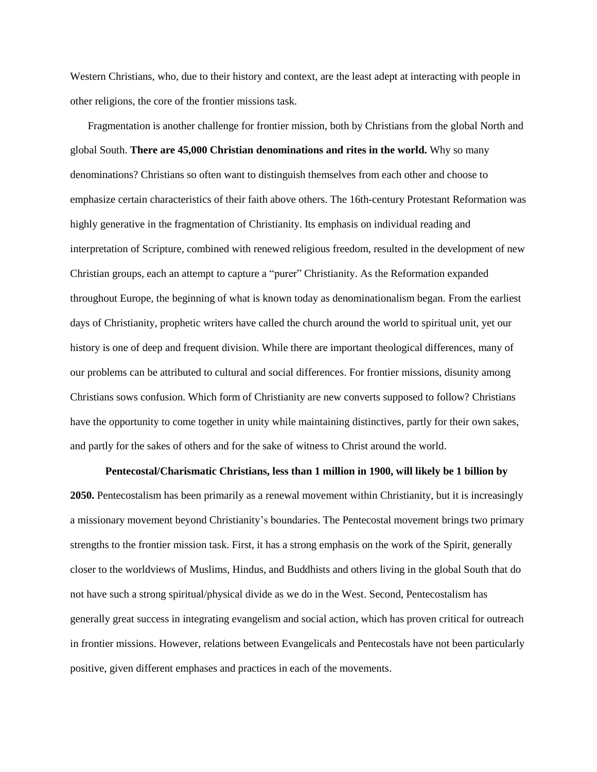Western Christians, who, due to their history and context, are the least adept at interacting with people in other religions, the core of the frontier missions task.

Fragmentation is another challenge for frontier mission, both by Christians from the global North and global South. **There are 45,000 Christian denominations and rites in the world.** Why so many denominations? Christians so often want to distinguish themselves from each other and choose to emphasize certain characteristics of their faith above others. The 16th-century Protestant Reformation was highly generative in the fragmentation of Christianity. Its emphasis on individual reading and interpretation of Scripture, combined with renewed religious freedom, resulted in the development of new Christian groups, each an attempt to capture a "purer" Christianity. As the Reformation expanded throughout Europe, the beginning of what is known today as denominationalism began. From the earliest days of Christianity, prophetic writers have called the church around the world to spiritual unit, yet our history is one of deep and frequent division. While there are important theological differences, many of our problems can be attributed to cultural and social differences. For frontier missions, disunity among Christians sows confusion. Which form of Christianity are new converts supposed to follow? Christians have the opportunity to come together in unity while maintaining distinctives, partly for their own sakes, and partly for the sakes of others and for the sake of witness to Christ around the world.

**Pentecostal/Charismatic Christians, less than 1 million in 1900, will likely be 1 billion by 2050.** Pentecostalism has been primarily as a renewal movement within Christianity, but it is increasingly a missionary movement beyond Christianity's boundaries. The Pentecostal movement brings two primary strengths to the frontier mission task. First, it has a strong emphasis on the work of the Spirit, generally closer to the worldviews of Muslims, Hindus, and Buddhists and others living in the global South that do not have such a strong spiritual/physical divide as we do in the West. Second, Pentecostalism has generally great success in integrating evangelism and social action, which has proven critical for outreach in frontier missions. However, relations between Evangelicals and Pentecostals have not been particularly positive, given different emphases and practices in each of the movements.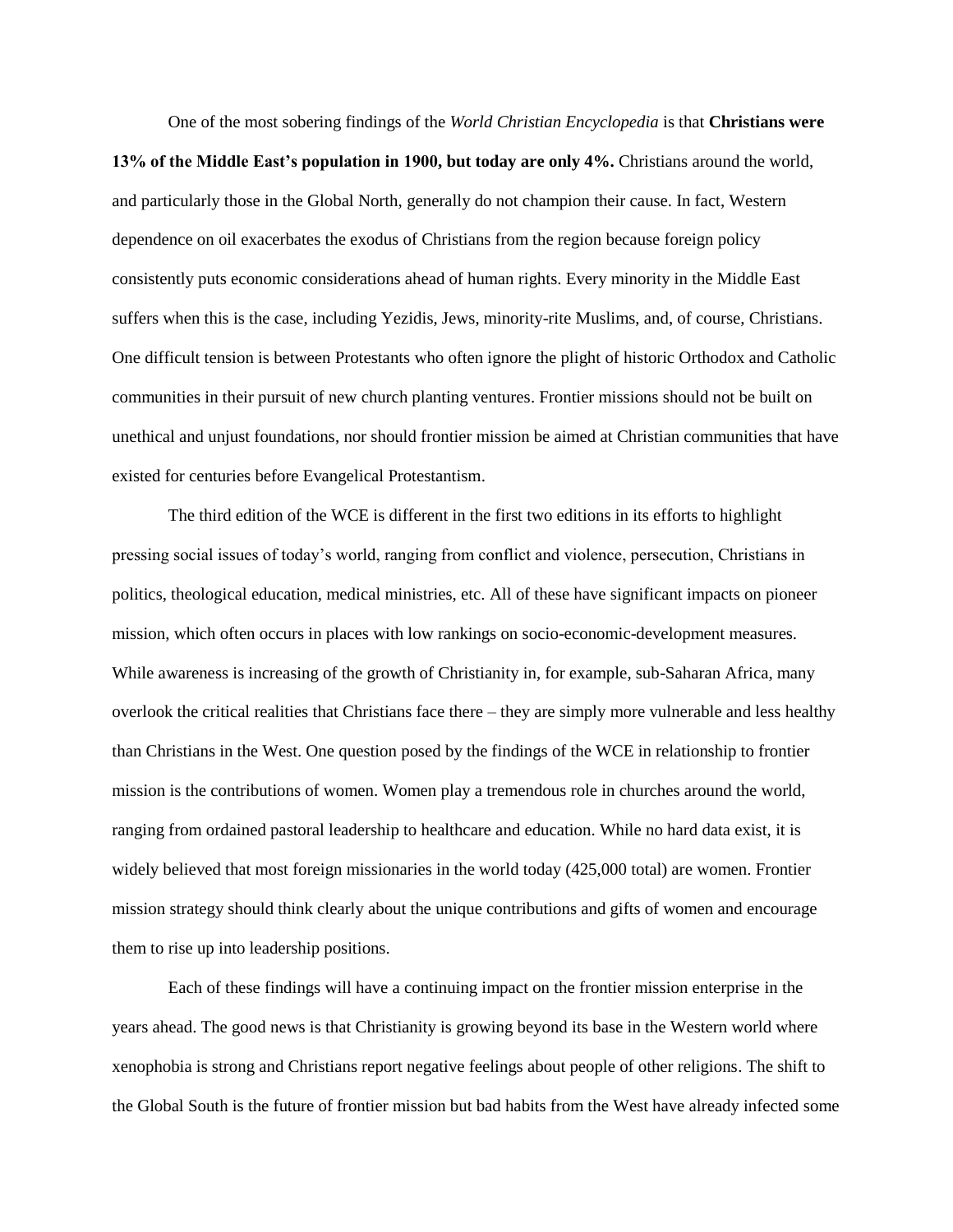One of the most sobering findings of the *World Christian Encyclopedia* is that **Christians were 13% of the Middle East's population in 1900, but today are only 4%.** Christians around the world, and particularly those in the Global North, generally do not champion their cause. In fact, Western dependence on oil exacerbates the exodus of Christians from the region because foreign policy consistently puts economic considerations ahead of human rights. Every minority in the Middle East suffers when this is the case, including Yezidis, Jews, minority-rite Muslims, and, of course, Christians. One difficult tension is between Protestants who often ignore the plight of historic Orthodox and Catholic communities in their pursuit of new church planting ventures. Frontier missions should not be built on unethical and unjust foundations, nor should frontier mission be aimed at Christian communities that have existed for centuries before Evangelical Protestantism.

The third edition of the WCE is different in the first two editions in its efforts to highlight pressing social issues of today's world, ranging from conflict and violence, persecution, Christians in politics, theological education, medical ministries, etc. All of these have significant impacts on pioneer mission, which often occurs in places with low rankings on socio-economic-development measures. While awareness is increasing of the growth of Christianity in, for example, sub-Saharan Africa, many overlook the critical realities that Christians face there – they are simply more vulnerable and less healthy than Christians in the West. One question posed by the findings of the WCE in relationship to frontier mission is the contributions of women. Women play a tremendous role in churches around the world, ranging from ordained pastoral leadership to healthcare and education. While no hard data exist, it is widely believed that most foreign missionaries in the world today (425,000 total) are women. Frontier mission strategy should think clearly about the unique contributions and gifts of women and encourage them to rise up into leadership positions.

Each of these findings will have a continuing impact on the frontier mission enterprise in the years ahead. The good news is that Christianity is growing beyond its base in the Western world where xenophobia is strong and Christians report negative feelings about people of other religions. The shift to the Global South is the future of frontier mission but bad habits from the West have already infected some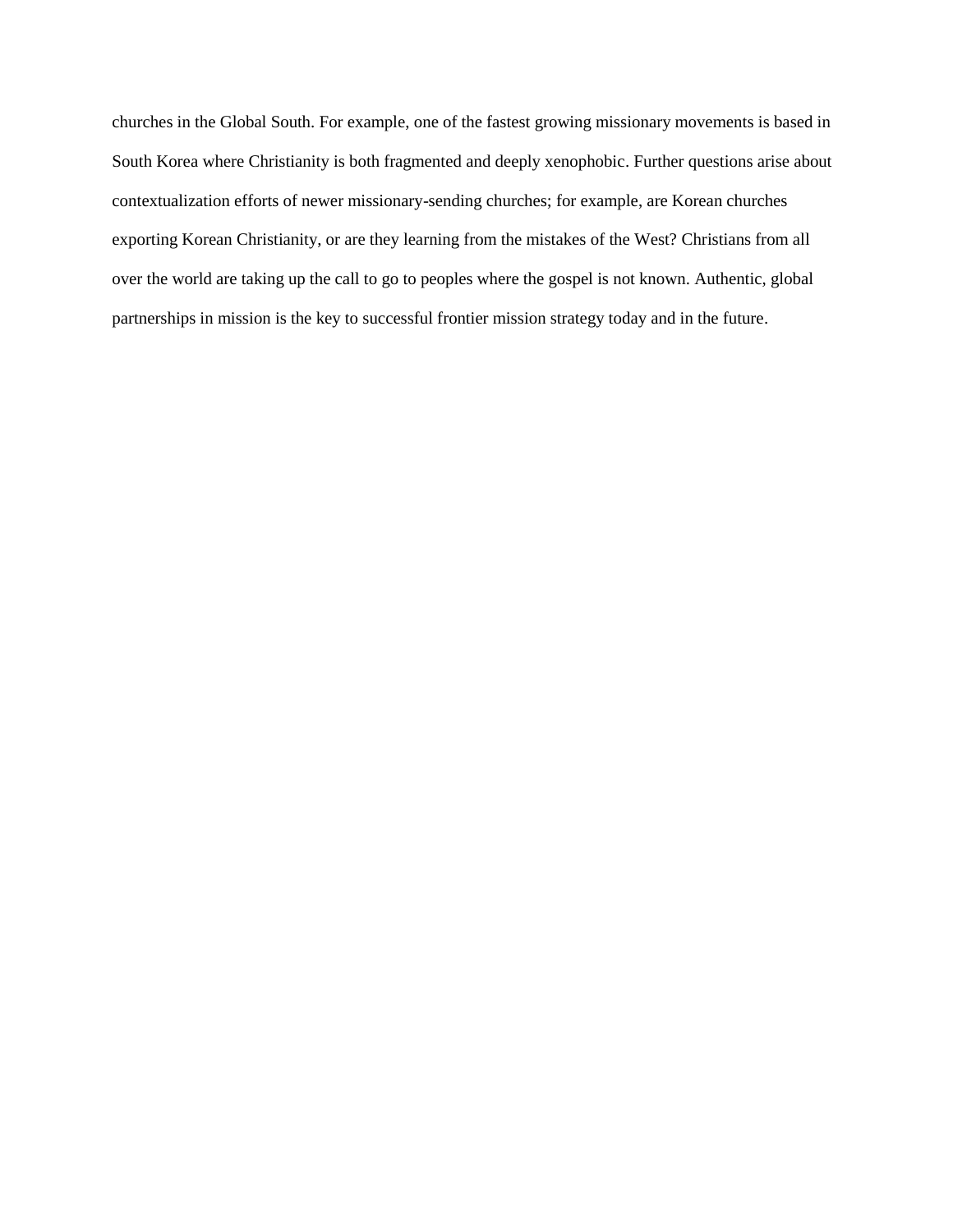churches in the Global South. For example, one of the fastest growing missionary movements is based in South Korea where Christianity is both fragmented and deeply xenophobic. Further questions arise about contextualization efforts of newer missionary-sending churches; for example, are Korean churches exporting Korean Christianity, or are they learning from the mistakes of the West? Christians from all over the world are taking up the call to go to peoples where the gospel is not known. Authentic, global partnerships in mission is the key to successful frontier mission strategy today and in the future.